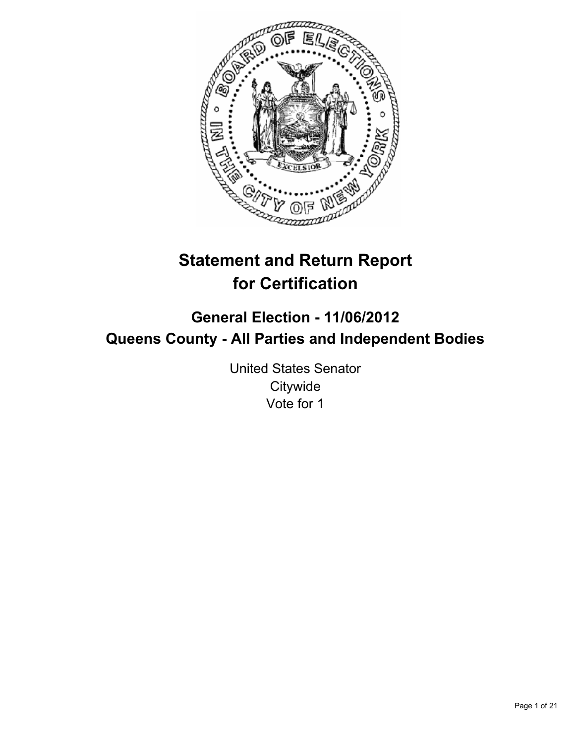# Statement and Return Report for Certification

## General Election - 11/06/2012
## Queens County - All Parties and Independent Bodies

United States Senator
Citywide
Vote for 1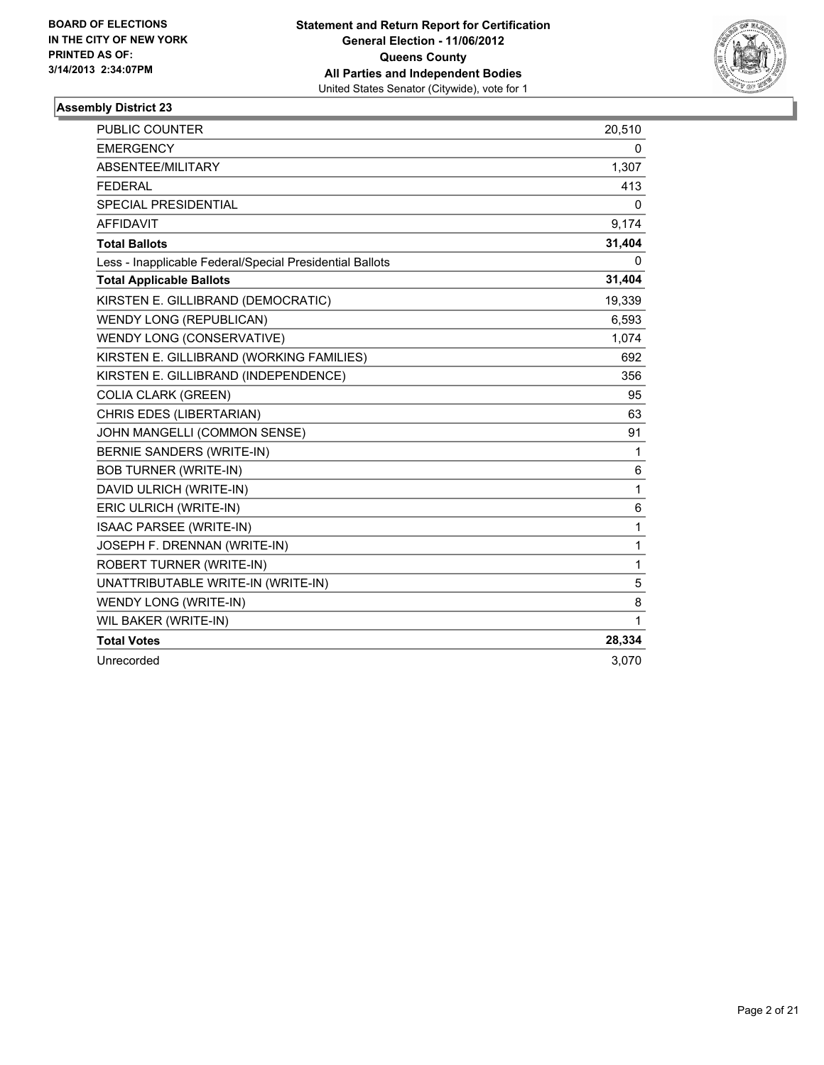**BOARD OF ELECTIONS IN THE CITY OF NEW YORK PRINTED AS OF: 3/14/2013 2:34:07PM**

**Statement and Return Report for Certification**
**General Election - 11/06/2012**
**Queens County**
**All Parties and Independent Bodies**
United States Senator (Citywide), vote for 1

### Assembly District 23

| | |
|---|---|
| PUBLIC COUNTER | 20,510 |
| EMERGENCY | 0 |
| ABSENTEE/MILITARY | 1,307 |
| FEDERAL | 413 |
| SPECIAL PRESIDENTIAL | 0 |
| AFFIDAVIT | 9,174 |
| **Total Ballots** | **31,404** |
| Less - Inapplicable Federal/Special Presidential Ballots | 0 |
| **Total Applicable Ballots** | **31,404** |
| KIRSTEN E. GILLIBRAND (DEMOCRATIC) | 19,339 |
| WENDY LONG (REPUBLICAN) | 6,593 |
| WENDY LONG (CONSERVATIVE) | 1,074 |
| KIRSTEN E. GILLIBRAND (WORKING FAMILIES) | 692 |
| KIRSTEN E. GILLIBRAND (INDEPENDENCE) | 356 |
| COLIA CLARK (GREEN) | 95 |
| CHRIS EDES (LIBERTARIAN) | 63 |
| JOHN MANGELLI (COMMON SENSE) | 91 |
| BERNIE SANDERS (WRITE-IN) | 1 |
| BOB TURNER (WRITE-IN) | 6 |
| DAVID ULRICH (WRITE-IN) | 1 |
| ERIC ULRICH (WRITE-IN) | 6 |
| ISAAC PARSEE (WRITE-IN) | 1 |
| JOSEPH F. DRENNAN (WRITE-IN) | 1 |
| ROBERT TURNER (WRITE-IN) | 1 |
| UNATTRIBUTABLE WRITE-IN (WRITE-IN) | 5 |
| WENDY LONG (WRITE-IN) | 8 |
| WIL BAKER (WRITE-IN) | 1 |
| **Total Votes** | **28,334** |
| Unrecorded | 3,070 |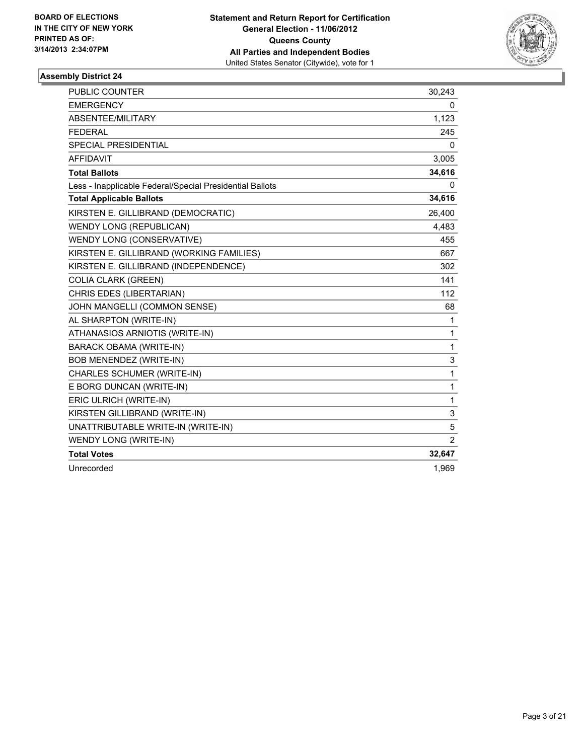**BOARD OF ELECTIONS IN THE CITY OF NEW YORK PRINTED AS OF: 3/14/2013 2:34:07PM**

**Statement and Return Report for Certification**
**General Election - 11/06/2012**
**Queens County**
**All Parties and Independent Bodies**
United States Senator (Citywide), vote for 1

## Assembly District 24

| | |
|---|---|
| PUBLIC COUNTER | 30,243 |
| EMERGENCY | 0 |
| ABSENTEE/MILITARY | 1,123 |
| FEDERAL | 245 |
| SPECIAL PRESIDENTIAL | 0 |
| AFFIDAVIT | 3,005 |
| **Total Ballots** | **34,616** |
| Less - Inapplicable Federal/Special Presidential Ballots | 0 |
| **Total Applicable Ballots** | **34,616** |
| KIRSTEN E. GILLIBRAND (DEMOCRATIC) | 26,400 |
| WENDY LONG (REPUBLICAN) | 4,483 |
| WENDY LONG (CONSERVATIVE) | 455 |
| KIRSTEN E. GILLIBRAND (WORKING FAMILIES) | 667 |
| KIRSTEN E. GILLIBRAND (INDEPENDENCE) | 302 |
| COLIA CLARK (GREEN) | 141 |
| CHRIS EDES (LIBERTARIAN) | 112 |
| JOHN MANGELLI (COMMON SENSE) | 68 |
| AL SHARPTON (WRITE-IN) | 1 |
| ATHANASIOS ARNIOTIS (WRITE-IN) | 1 |
| BARACK OBAMA (WRITE-IN) | 1 |
| BOB MENENDEZ (WRITE-IN) | 3 |
| CHARLES SCHUMER (WRITE-IN) | 1 |
| E BORG DUNCAN (WRITE-IN) | 1 |
| ERIC ULRICH (WRITE-IN) | 1 |
| KIRSTEN GILLIBRAND (WRITE-IN) | 3 |
| UNATTRIBUTABLE WRITE-IN (WRITE-IN) | 5 |
| WENDY LONG (WRITE-IN) | 2 |
| **Total Votes** | **32,647** |
| Unrecorded | 1,969 |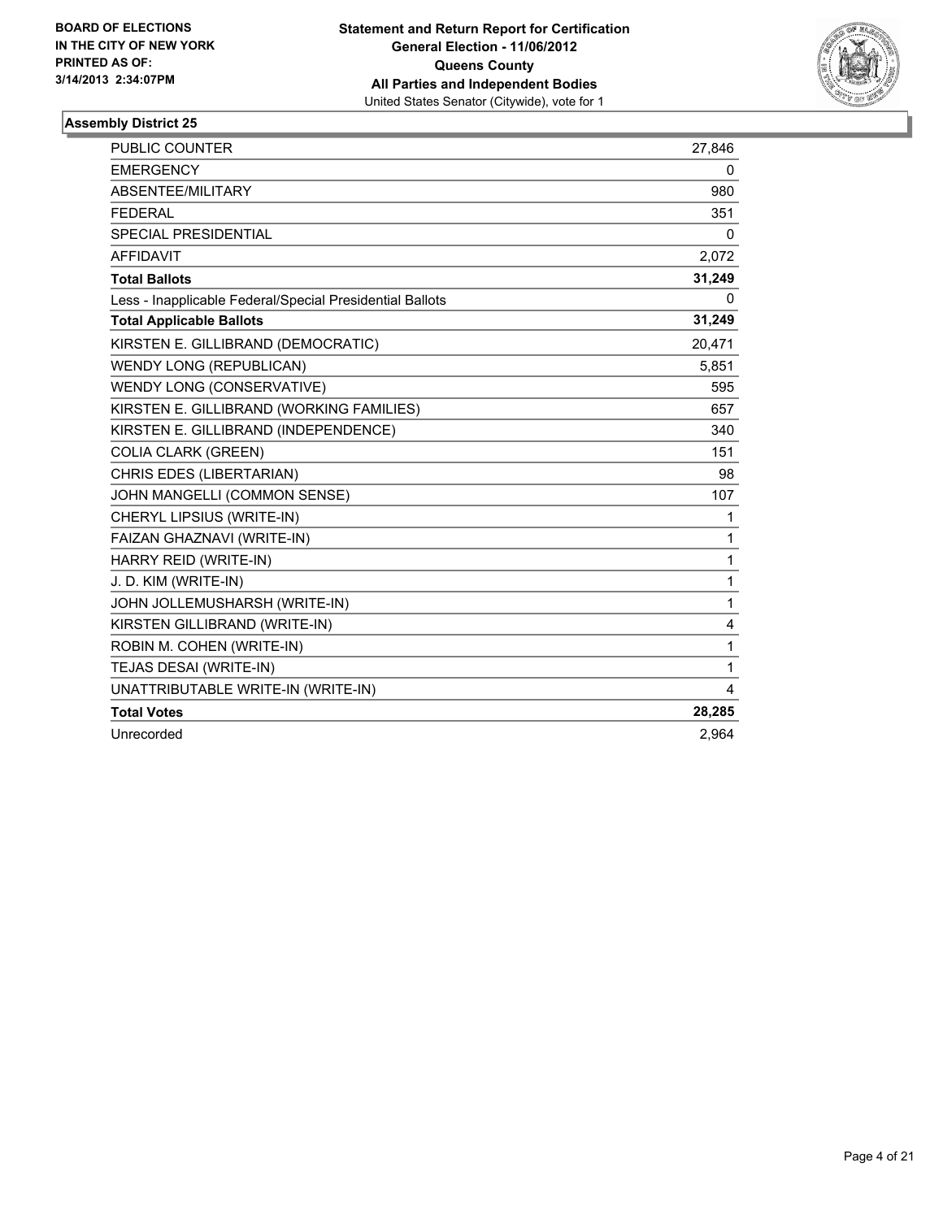**BOARD OF ELECTIONS IN THE CITY OF NEW YORK PRINTED AS OF: 3/14/2013 2:34:07PM**

**Statement and Return Report for Certification**
**General Election - 11/06/2012**
**Queens County**
**All Parties and Independent Bodies**
United States Senator (Citywide), vote for 1

**Assembly District 25**

| | |
|---|---|
| PUBLIC COUNTER | 27,846 |
| EMERGENCY | 0 |
| ABSENTEE/MILITARY | 980 |
| FEDERAL | 351 |
| SPECIAL PRESIDENTIAL | 0 |
| AFFIDAVIT | 2,072 |
| **Total Ballots** | **31,249** |
| Less - Inapplicable Federal/Special Presidential Ballots | 0 |
| **Total Applicable Ballots** | **31,249** |
| KIRSTEN E. GILLIBRAND (DEMOCRATIC) | 20,471 |
| WENDY LONG (REPUBLICAN) | 5,851 |
| WENDY LONG (CONSERVATIVE) | 595 |
| KIRSTEN E. GILLIBRAND (WORKING FAMILIES) | 657 |
| KIRSTEN E. GILLIBRAND (INDEPENDENCE) | 340 |
| COLIA CLARK (GREEN) | 151 |
| CHRIS EDES (LIBERTARIAN) | 98 |
| JOHN MANGELLI (COMMON SENSE) | 107 |
| CHERYL LIPSIUS (WRITE-IN) | 1 |
| FAIZAN GHAZNAVI (WRITE-IN) | 1 |
| HARRY REID (WRITE-IN) | 1 |
| J. D. KIM (WRITE-IN) | 1 |
| JOHN JOLLEMUSHARSH (WRITE-IN) | 1 |
| KIRSTEN GILLIBRAND (WRITE-IN) | 4 |
| ROBIN M. COHEN (WRITE-IN) | 1 |
| TEJAS DESAI (WRITE-IN) | 1 |
| UNATTRIBUTABLE WRITE-IN (WRITE-IN) | 4 |
| **Total Votes** | **28,285** |
| Unrecorded | 2,964 |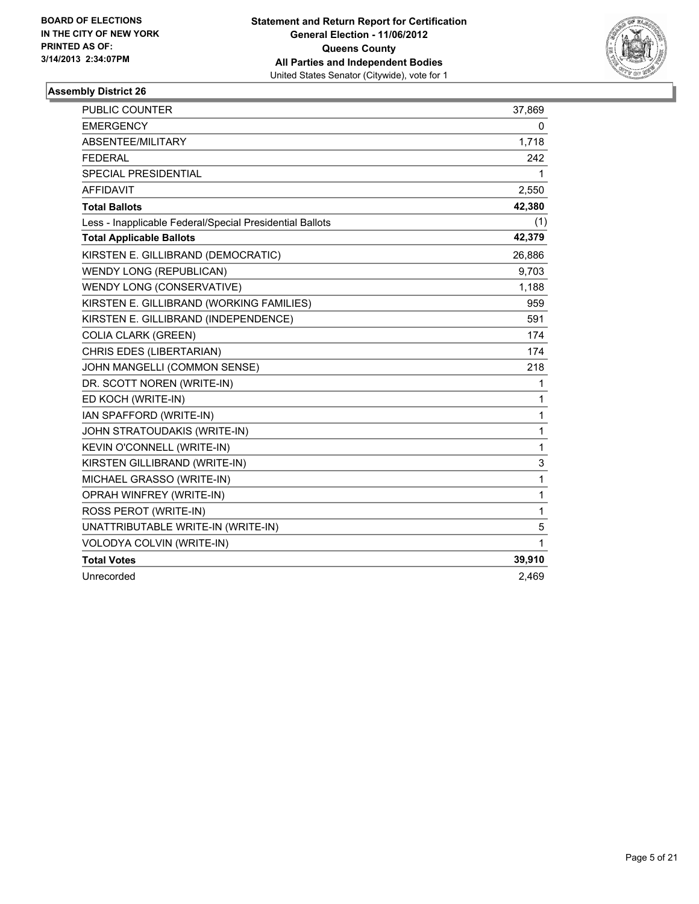**BOARD OF ELECTIONS IN THE CITY OF NEW YORK PRINTED AS OF: 3/14/2013 2:34:07PM**

**Statement and Return Report for Certification**
**General Election - 11/06/2012**
**Queens County**
**All Parties and Independent Bodies**
United States Senator (Citywide), vote for 1

## Assembly District 26

| | |
|---|---|
| PUBLIC COUNTER | 37,869 |
| EMERGENCY | 0 |
| ABSENTEE/MILITARY | 1,718 |
| FEDERAL | 242 |
| SPECIAL PRESIDENTIAL | 1 |
| AFFIDAVIT | 2,550 |
| **Total Ballots** | **42,380** |
| Less - Inapplicable Federal/Special Presidential Ballots | (1) |
| **Total Applicable Ballots** | **42,379** |
| KIRSTEN E. GILLIBRAND (DEMOCRATIC) | 26,886 |
| WENDY LONG (REPUBLICAN) | 9,703 |
| WENDY LONG (CONSERVATIVE) | 1,188 |
| KIRSTEN E. GILLIBRAND (WORKING FAMILIES) | 959 |
| KIRSTEN E. GILLIBRAND (INDEPENDENCE) | 591 |
| COLIA CLARK (GREEN) | 174 |
| CHRIS EDES (LIBERTARIAN) | 174 |
| JOHN MANGELLI (COMMON SENSE) | 218 |
| DR. SCOTT NOREN (WRITE-IN) | 1 |
| ED KOCH (WRITE-IN) | 1 |
| IAN SPAFFORD (WRITE-IN) | 1 |
| JOHN STRATOUDAKIS (WRITE-IN) | 1 |
| KEVIN O'CONNELL (WRITE-IN) | 1 |
| KIRSTEN GILLIBRAND (WRITE-IN) | 3 |
| MICHAEL GRASSO (WRITE-IN) | 1 |
| OPRAH WINFREY (WRITE-IN) | 1 |
| ROSS PEROT (WRITE-IN) | 1 |
| UNATTRIBUTABLE WRITE-IN (WRITE-IN) | 5 |
| VOLODYA COLVIN (WRITE-IN) | 1 |
| **Total Votes** | **39,910** |
| Unrecorded | 2,469 |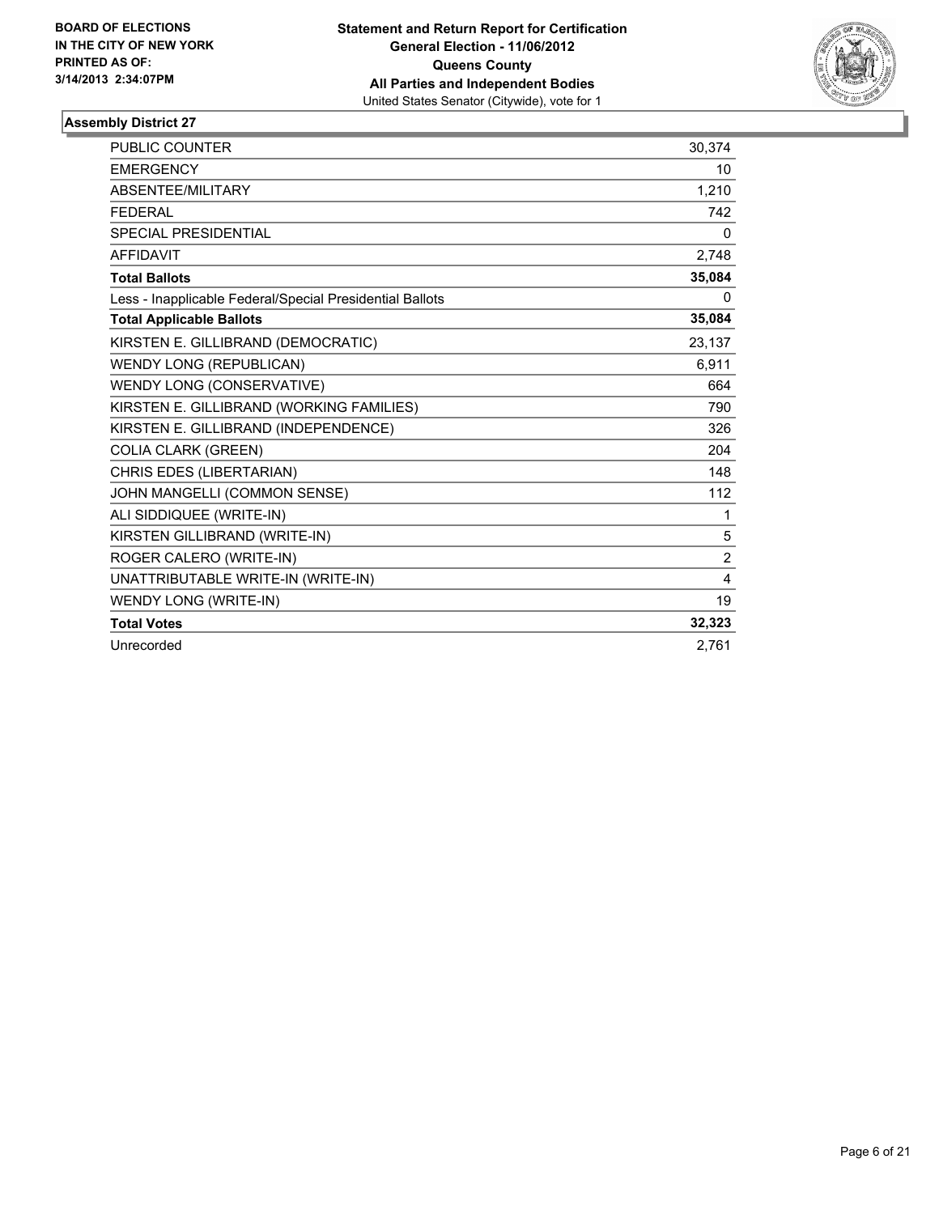**BOARD OF ELECTIONS IN THE CITY OF NEW YORK PRINTED AS OF: 3/14/2013 2:34:07PM**

**Statement and Return Report for Certification**
**General Election - 11/06/2012**
**Queens County**
**All Parties and Independent Bodies**
United States Senator (Citywide), vote for 1

## Assembly District 27

| | |
|---|---|
| PUBLIC COUNTER | 30,374 |
| EMERGENCY | 10 |
| ABSENTEE/MILITARY | 1,210 |
| FEDERAL | 742 |
| SPECIAL PRESIDENTIAL | 0 |
| AFFIDAVIT | 2,748 |
| **Total Ballots** | **35,084** |
| Less - Inapplicable Federal/Special Presidential Ballots | 0 |
| **Total Applicable Ballots** | **35,084** |
| KIRSTEN E. GILLIBRAND (DEMOCRATIC) | 23,137 |
| WENDY LONG (REPUBLICAN) | 6,911 |
| WENDY LONG (CONSERVATIVE) | 664 |
| KIRSTEN E. GILLIBRAND (WORKING FAMILIES) | 790 |
| KIRSTEN E. GILLIBRAND (INDEPENDENCE) | 326 |
| COLIA CLARK (GREEN) | 204 |
| CHRIS EDES (LIBERTARIAN) | 148 |
| JOHN MANGELLI (COMMON SENSE) | 112 |
| ALI SIDDIQUEE (WRITE-IN) | 1 |
| KIRSTEN GILLIBRAND (WRITE-IN) | 5 |
| ROGER CALERO (WRITE-IN) | 2 |
| UNATTRIBUTABLE WRITE-IN (WRITE-IN) | 4 |
| WENDY LONG (WRITE-IN) | 19 |
| **Total Votes** | **32,323** |
| Unrecorded | 2,761 |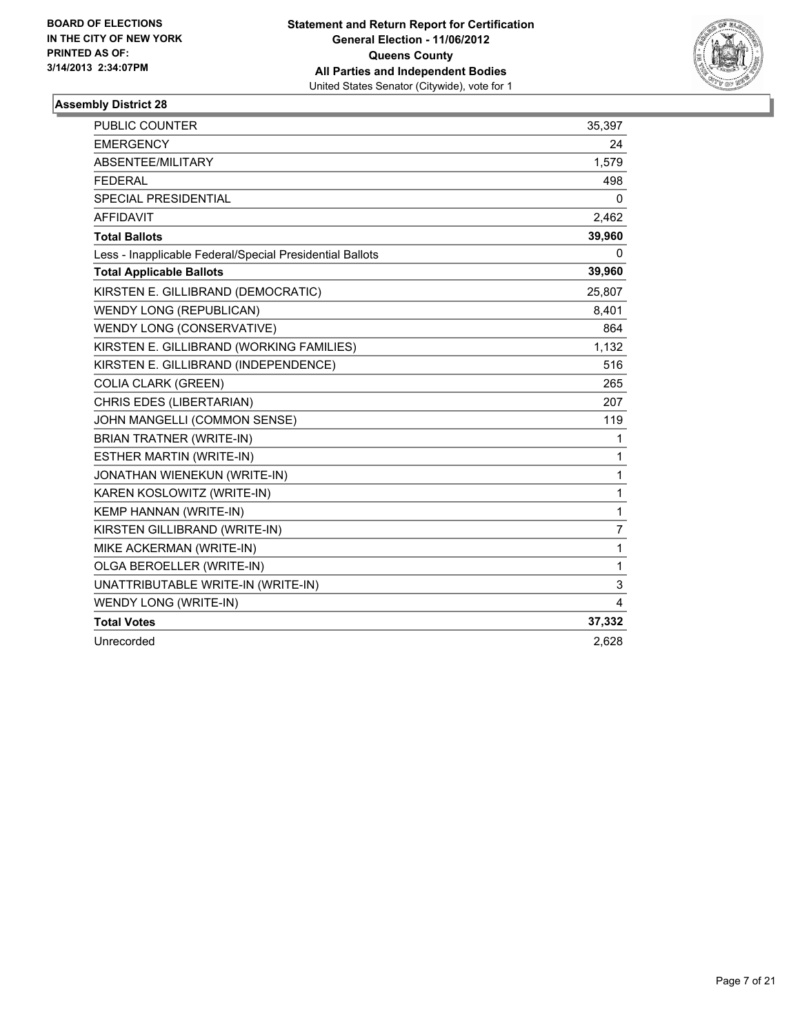BOARD OF ELECTIONS
IN THE CITY OF NEW YORK
PRINTED AS OF:
3/14/2013 2:34:07PM

**Statement and Return Report for Certification**
**General Election - 11/06/2012**
**Queens County**
**All Parties and Independent Bodies**
United States Senator (Citywide), vote for 1

### Assembly District 28

| | |
|---|---|
| PUBLIC COUNTER | 35,397 |
| EMERGENCY | 24 |
| ABSENTEE/MILITARY | 1,579 |
| FEDERAL | 498 |
| SPECIAL PRESIDENTIAL | 0 |
| AFFIDAVIT | 2,462 |
| **Total Ballots** | **39,960** |
| Less - Inapplicable Federal/Special Presidential Ballots | 0 |
| **Total Applicable Ballots** | **39,960** |
| KIRSTEN E. GILLIBRAND (DEMOCRATIC) | 25,807 |
| WENDY LONG (REPUBLICAN) | 8,401 |
| WENDY LONG (CONSERVATIVE) | 864 |
| KIRSTEN E. GILLIBRAND (WORKING FAMILIES) | 1,132 |
| KIRSTEN E. GILLIBRAND (INDEPENDENCE) | 516 |
| COLIA CLARK (GREEN) | 265 |
| CHRIS EDES (LIBERTARIAN) | 207 |
| JOHN MANGELLI (COMMON SENSE) | 119 |
| BRIAN TRATNER (WRITE-IN) | 1 |
| ESTHER MARTIN (WRITE-IN) | 1 |
| JONATHAN WIENEKUN (WRITE-IN) | 1 |
| KAREN KOSLOWITZ (WRITE-IN) | 1 |
| KEMP HANNAN (WRITE-IN) | 1 |
| KIRSTEN GILLIBRAND (WRITE-IN) | 7 |
| MIKE ACKERMAN (WRITE-IN) | 1 |
| OLGA BEROELLER (WRITE-IN) | 1 |
| UNATTRIBUTABLE WRITE-IN (WRITE-IN) | 3 |
| WENDY LONG (WRITE-IN) | 4 |
| **Total Votes** | **37,332** |
| Unrecorded | 2,628 |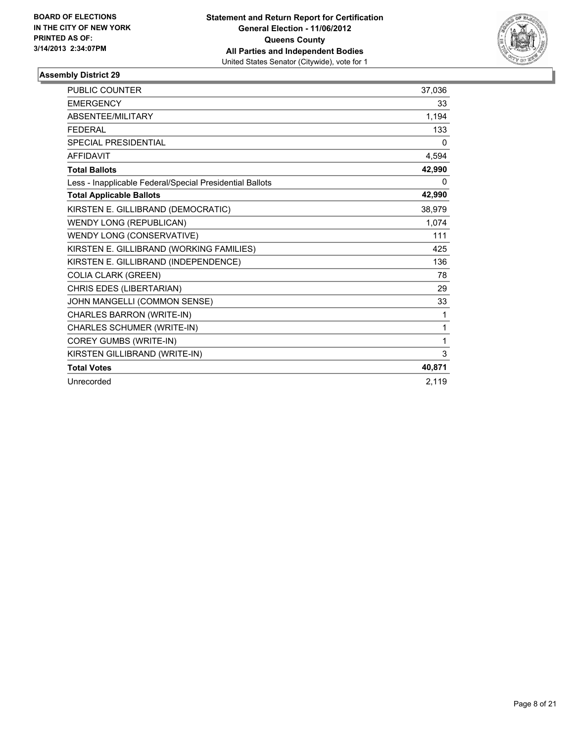**BOARD OF ELECTIONS IN THE CITY OF NEW YORK PRINTED AS OF: 3/14/2013 2:34:07PM**

**Statement and Return Report for Certification**
**General Election - 11/06/2012**
**Queens County**
**All Parties and Independent Bodies**
United States Senator (Citywide), vote for 1

## Assembly District 29

| | |
|---|---|
| PUBLIC COUNTER | 37,036 |
| EMERGENCY | 33 |
| ABSENTEE/MILITARY | 1,194 |
| FEDERAL | 133 |
| SPECIAL PRESIDENTIAL | 0 |
| AFFIDAVIT | 4,594 |
| **Total Ballots** | **42,990** |
| Less - Inapplicable Federal/Special Presidential Ballots | 0 |
| **Total Applicable Ballots** | **42,990** |
| KIRSTEN E. GILLIBRAND (DEMOCRATIC) | 38,979 |
| WENDY LONG (REPUBLICAN) | 1,074 |
| WENDY LONG (CONSERVATIVE) | 111 |
| KIRSTEN E. GILLIBRAND (WORKING FAMILIES) | 425 |
| KIRSTEN E. GILLIBRAND (INDEPENDENCE) | 136 |
| COLIA CLARK (GREEN) | 78 |
| CHRIS EDES (LIBERTARIAN) | 29 |
| JOHN MANGELLI (COMMON SENSE) | 33 |
| CHARLES BARRON (WRITE-IN) | 1 |
| CHARLES SCHUMER (WRITE-IN) | 1 |
| COREY GUMBS (WRITE-IN) | 1 |
| KIRSTEN GILLIBRAND (WRITE-IN) | 3 |
| **Total Votes** | **40,871** |
| Unrecorded | 2,119 |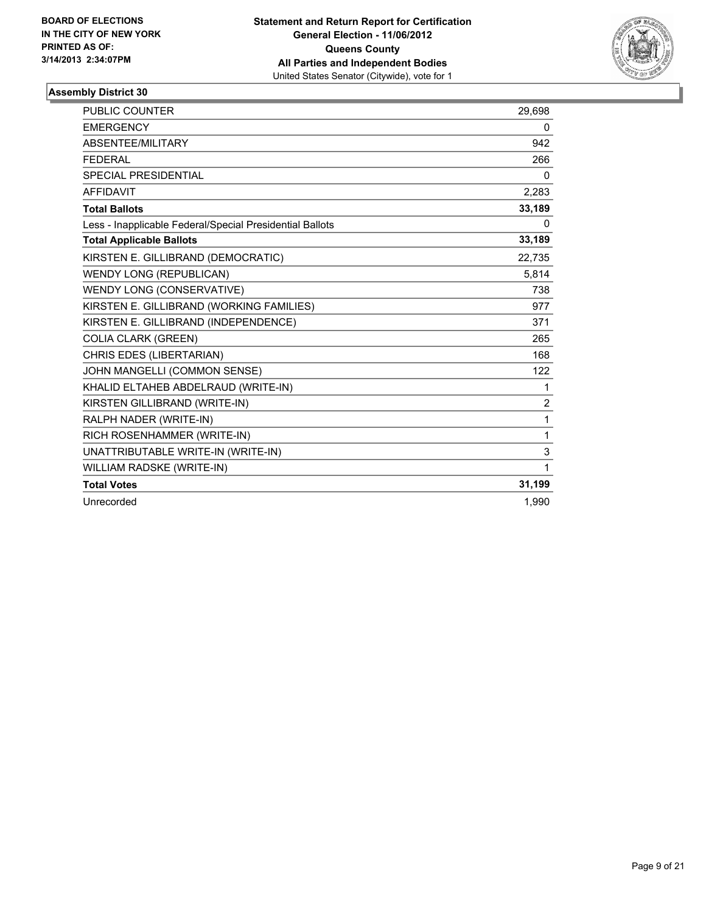BOARD OF ELECTIONS
IN THE CITY OF NEW YORK
PRINTED AS OF:
3/14/2013 2:34:07PM

**Statement and Return Report for Certification**
**General Election - 11/06/2012**
**Queens County**
**All Parties and Independent Bodies**
United States Senator (Citywide), vote for 1

### Assembly District 30

| | |
|---|---|
| PUBLIC COUNTER | 29,698 |
| EMERGENCY | 0 |
| ABSENTEE/MILITARY | 942 |
| FEDERAL | 266 |
| SPECIAL PRESIDENTIAL | 0 |
| AFFIDAVIT | 2,283 |
| **Total Ballots** | **33,189** |
| Less - Inapplicable Federal/Special Presidential Ballots | 0 |
| **Total Applicable Ballots** | **33,189** |
| KIRSTEN E. GILLIBRAND (DEMOCRATIC) | 22,735 |
| WENDY LONG (REPUBLICAN) | 5,814 |
| WENDY LONG (CONSERVATIVE) | 738 |
| KIRSTEN E. GILLIBRAND (WORKING FAMILIES) | 977 |
| KIRSTEN E. GILLIBRAND (INDEPENDENCE) | 371 |
| COLIA CLARK (GREEN) | 265 |
| CHRIS EDES (LIBERTARIAN) | 168 |
| JOHN MANGELLI (COMMON SENSE) | 122 |
| KHALID ELTAHEB ABDELRAUD (WRITE-IN) | 1 |
| KIRSTEN GILLIBRAND (WRITE-IN) | 2 |
| RALPH NADER (WRITE-IN) | 1 |
| RICH ROSENHAMMER (WRITE-IN) | 1 |
| UNATTRIBUTABLE WRITE-IN (WRITE-IN) | 3 |
| WILLIAM RADSKE (WRITE-IN) | 1 |
| **Total Votes** | **31,199** |
| Unrecorded | 1,990 |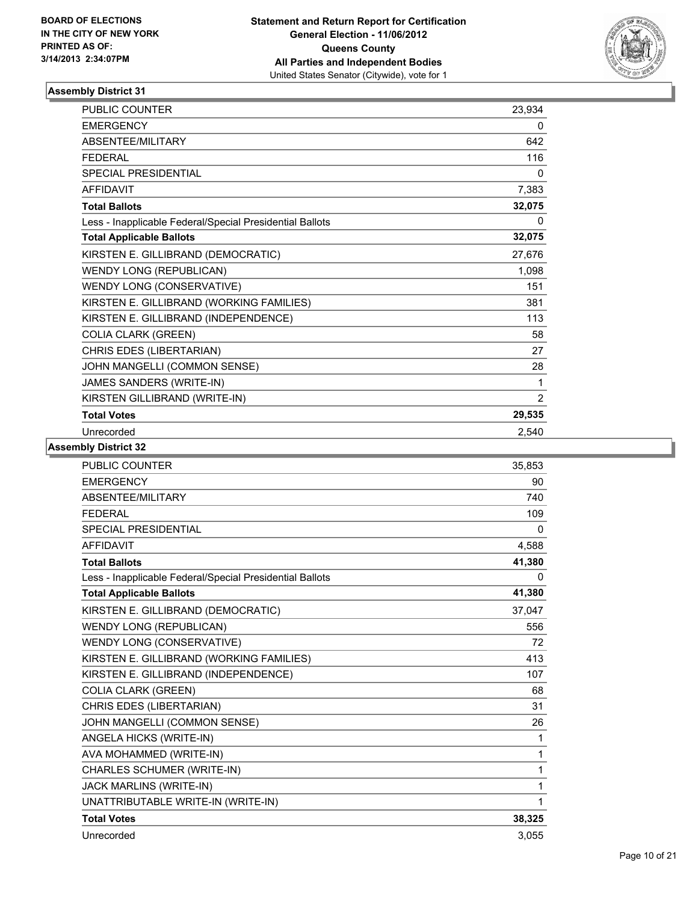BOARD OF ELECTIONS
IN THE CITY OF NEW YORK
PRINTED AS OF:
3/14/2013 2:34:07PM

**Statement and Return Report for Certification**
**General Election - 11/06/2012**
**Queens County**
**All Parties and Independent Bodies**
United States Senator (Citywide), vote for 1

### Assembly District 31

| | |
|---|---|
| PUBLIC COUNTER | 23,934 |
| EMERGENCY | 0 |
| ABSENTEE/MILITARY | 642 |
| FEDERAL | 116 |
| SPECIAL PRESIDENTIAL | 0 |
| AFFIDAVIT | 7,383 |
| **Total Ballots** | **32,075** |
| Less - Inapplicable Federal/Special Presidential Ballots | 0 |
| **Total Applicable Ballots** | **32,075** |
| KIRSTEN E. GILLIBRAND (DEMOCRATIC) | 27,676 |
| WENDY LONG (REPUBLICAN) | 1,098 |
| WENDY LONG (CONSERVATIVE) | 151 |
| KIRSTEN E. GILLIBRAND (WORKING FAMILIES) | 381 |
| KIRSTEN E. GILLIBRAND (INDEPENDENCE) | 113 |
| COLIA CLARK (GREEN) | 58 |
| CHRIS EDES (LIBERTARIAN) | 27 |
| JOHN MANGELLI (COMMON SENSE) | 28 |
| JAMES SANDERS (WRITE-IN) | 1 |
| KIRSTEN GILLIBRAND (WRITE-IN) | 2 |
| **Total Votes** | **29,535** |
| Unrecorded | 2,540 |

### Assembly District 32

| | |
|---|---|
| PUBLIC COUNTER | 35,853 |
| EMERGENCY | 90 |
| ABSENTEE/MILITARY | 740 |
| FEDERAL | 109 |
| SPECIAL PRESIDENTIAL | 0 |
| AFFIDAVIT | 4,588 |
| **Total Ballots** | **41,380** |
| Less - Inapplicable Federal/Special Presidential Ballots | 0 |
| **Total Applicable Ballots** | **41,380** |
| KIRSTEN E. GILLIBRAND (DEMOCRATIC) | 37,047 |
| WENDY LONG (REPUBLICAN) | 556 |
| WENDY LONG (CONSERVATIVE) | 72 |
| KIRSTEN E. GILLIBRAND (WORKING FAMILIES) | 413 |
| KIRSTEN E. GILLIBRAND (INDEPENDENCE) | 107 |
| COLIA CLARK (GREEN) | 68 |
| CHRIS EDES (LIBERTARIAN) | 31 |
| JOHN MANGELLI (COMMON SENSE) | 26 |
| ANGELA HICKS (WRITE-IN) | 1 |
| AVA MOHAMMED (WRITE-IN) | 1 |
| CHARLES SCHUMER (WRITE-IN) | 1 |
| JACK MARLINS (WRITE-IN) | 1 |
| UNATTRIBUTABLE WRITE-IN (WRITE-IN) | 1 |
| **Total Votes** | **38,325** |
| Unrecorded | 3,055 |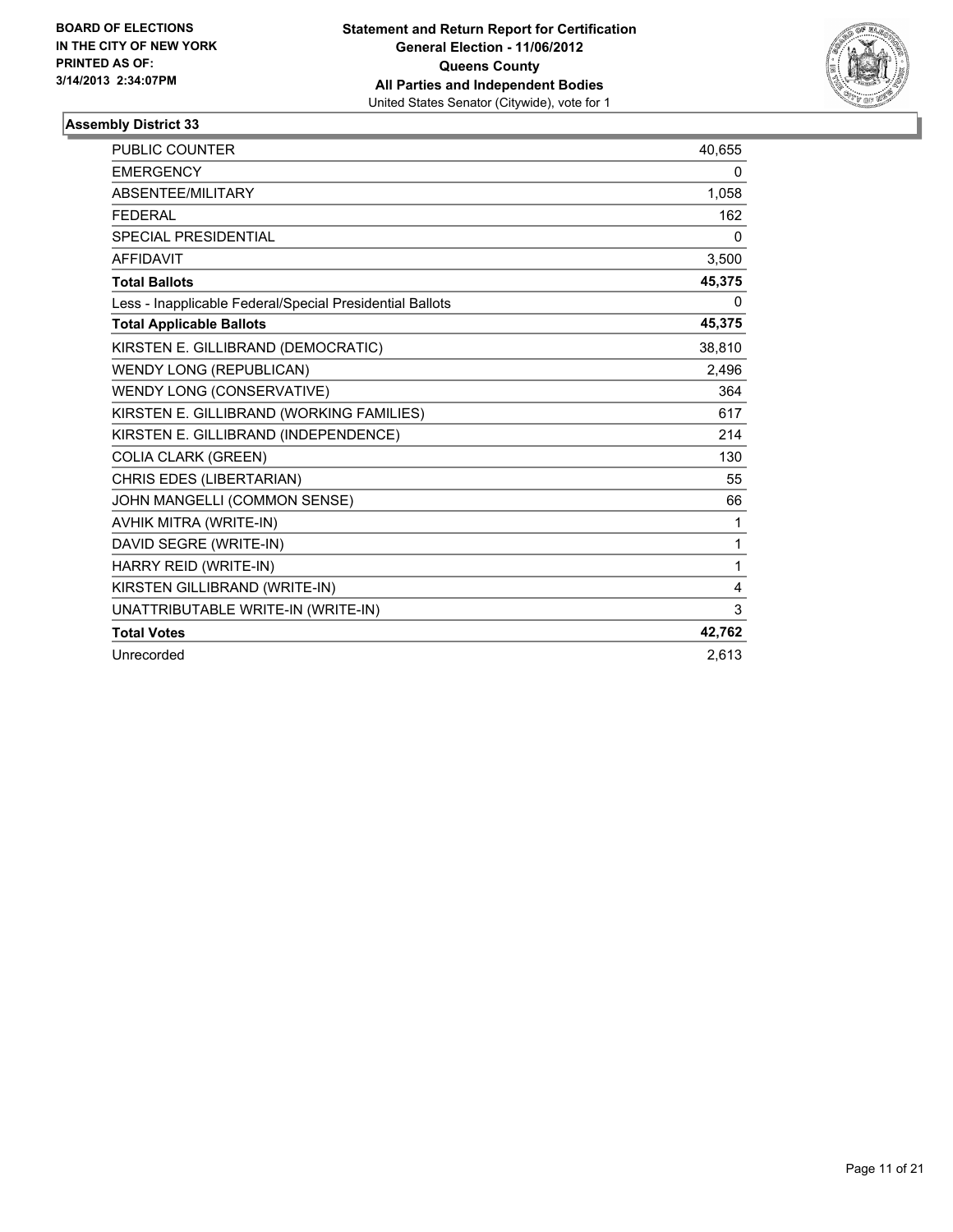**BOARD OF ELECTIONS IN THE CITY OF NEW YORK PRINTED AS OF: 3/14/2013 2:34:07PM**

**Statement and Return Report for Certification**
**General Election - 11/06/2012**
**Queens County**
**All Parties and Independent Bodies**
United States Senator (Citywide), vote for 1

### Assembly District 33

| | |
|---|---|
| PUBLIC COUNTER | 40,655 |
| EMERGENCY | 0 |
| ABSENTEE/MILITARY | 1,058 |
| FEDERAL | 162 |
| SPECIAL PRESIDENTIAL | 0 |
| AFFIDAVIT | 3,500 |
| **Total Ballots** | **45,375** |
| Less - Inapplicable Federal/Special Presidential Ballots | 0 |
| **Total Applicable Ballots** | **45,375** |
| KIRSTEN E. GILLIBRAND (DEMOCRATIC) | 38,810 |
| WENDY LONG (REPUBLICAN) | 2,496 |
| WENDY LONG (CONSERVATIVE) | 364 |
| KIRSTEN E. GILLIBRAND (WORKING FAMILIES) | 617 |
| KIRSTEN E. GILLIBRAND (INDEPENDENCE) | 214 |
| COLIA CLARK (GREEN) | 130 |
| CHRIS EDES (LIBERTARIAN) | 55 |
| JOHN MANGELLI (COMMON SENSE) | 66 |
| AVHIK MITRA (WRITE-IN) | 1 |
| DAVID SEGRE (WRITE-IN) | 1 |
| HARRY REID (WRITE-IN) | 1 |
| KIRSTEN GILLIBRAND (WRITE-IN) | 4 |
| UNATTRIBUTABLE WRITE-IN (WRITE-IN) | 3 |
| **Total Votes** | **42,762** |
| Unrecorded | 2,613 |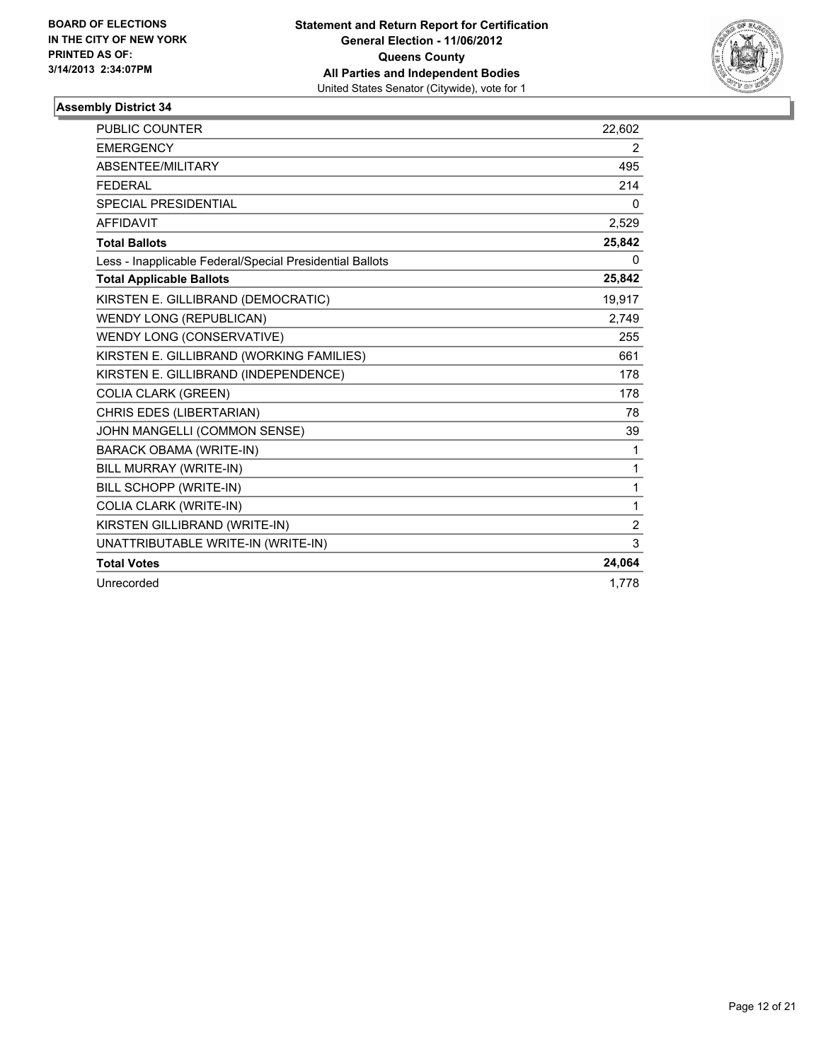**BOARD OF ELECTIONS IN THE CITY OF NEW YORK PRINTED AS OF: 3/14/2013 2:34:07PM**

**Statement and Return Report for Certification**
**General Election - 11/06/2012**
**Queens County**
**All Parties and Independent Bodies**
United States Senator (Citywide), vote for 1

## Assembly District 34

| | |
|---|---|
| PUBLIC COUNTER | 22,602 |
| EMERGENCY | 2 |
| ABSENTEE/MILITARY | 495 |
| FEDERAL | 214 |
| SPECIAL PRESIDENTIAL | 0 |
| AFFIDAVIT | 2,529 |
| **Total Ballots** | **25,842** |
| Less - Inapplicable Federal/Special Presidential Ballots | 0 |
| **Total Applicable Ballots** | **25,842** |
| KIRSTEN E. GILLIBRAND (DEMOCRATIC) | 19,917 |
| WENDY LONG (REPUBLICAN) | 2,749 |
| WENDY LONG (CONSERVATIVE) | 255 |
| KIRSTEN E. GILLIBRAND (WORKING FAMILIES) | 661 |
| KIRSTEN E. GILLIBRAND (INDEPENDENCE) | 178 |
| COLIA CLARK (GREEN) | 178 |
| CHRIS EDES (LIBERTARIAN) | 78 |
| JOHN MANGELLI (COMMON SENSE) | 39 |
| BARACK OBAMA (WRITE-IN) | 1 |
| BILL MURRAY (WRITE-IN) | 1 |
| BILL SCHOPP (WRITE-IN) | 1 |
| COLIA CLARK (WRITE-IN) | 1 |
| KIRSTEN GILLIBRAND (WRITE-IN) | 2 |
| UNATTRIBUTABLE WRITE-IN (WRITE-IN) | 3 |
| **Total Votes** | **24,064** |
| Unrecorded | 1,778 |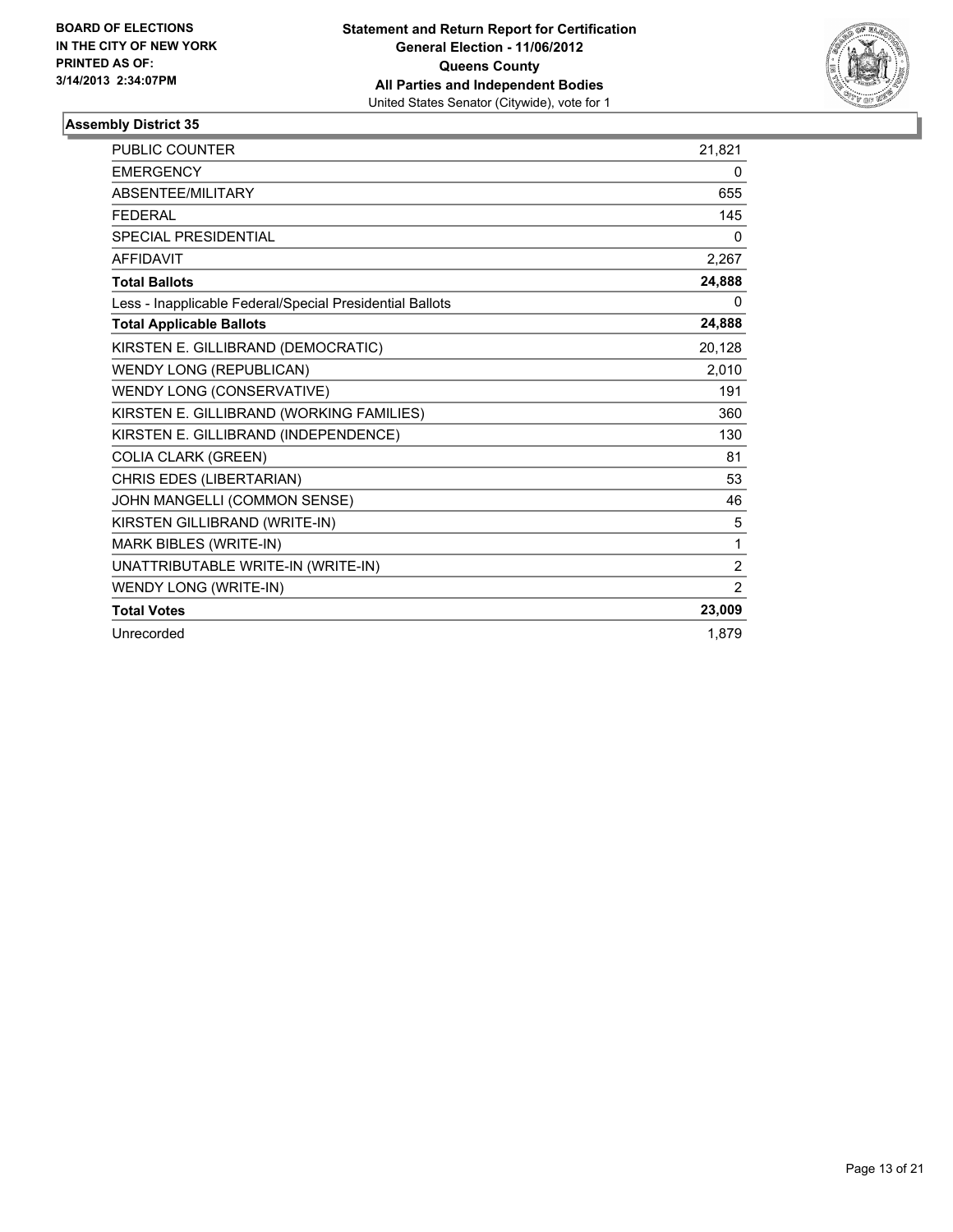**BOARD OF ELECTIONS IN THE CITY OF NEW YORK PRINTED AS OF: 3/14/2013 2:34:07PM**

**Statement and Return Report for Certification**
**General Election - 11/06/2012**
**Queens County**
**All Parties and Independent Bodies**
United States Senator (Citywide), vote for 1

### Assembly District 35

| | |
|---|---|
| PUBLIC COUNTER | 21,821 |
| EMERGENCY | 0 |
| ABSENTEE/MILITARY | 655 |
| FEDERAL | 145 |
| SPECIAL PRESIDENTIAL | 0 |
| AFFIDAVIT | 2,267 |
| **Total Ballots** | **24,888** |
| Less - Inapplicable Federal/Special Presidential Ballots | 0 |
| **Total Applicable Ballots** | **24,888** |
| KIRSTEN E. GILLIBRAND (DEMOCRATIC) | 20,128 |
| WENDY LONG (REPUBLICAN) | 2,010 |
| WENDY LONG (CONSERVATIVE) | 191 |
| KIRSTEN E. GILLIBRAND (WORKING FAMILIES) | 360 |
| KIRSTEN E. GILLIBRAND (INDEPENDENCE) | 130 |
| COLIA CLARK (GREEN) | 81 |
| CHRIS EDES (LIBERTARIAN) | 53 |
| JOHN MANGELLI (COMMON SENSE) | 46 |
| KIRSTEN GILLIBRAND (WRITE-IN) | 5 |
| MARK BIBLES (WRITE-IN) | 1 |
| UNATTRIBUTABLE WRITE-IN (WRITE-IN) | 2 |
| WENDY LONG (WRITE-IN) | 2 |
| **Total Votes** | **23,009** |
| Unrecorded | 1,879 |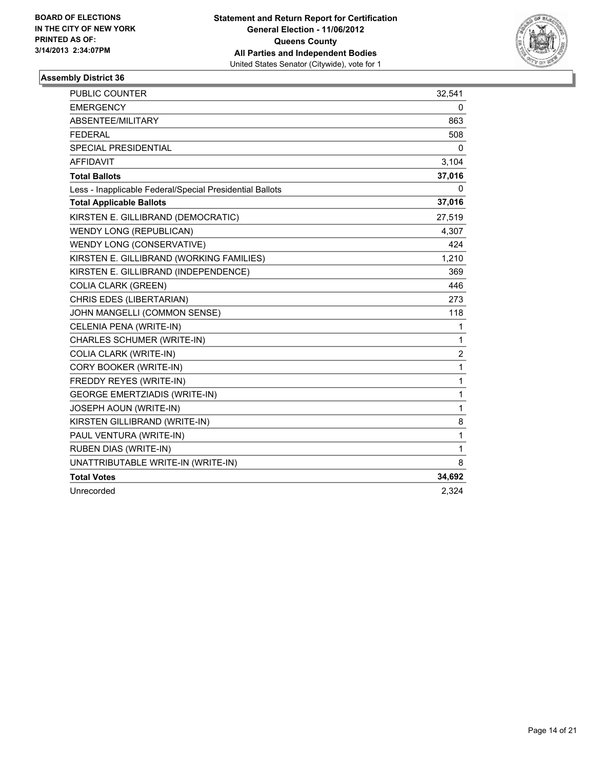**BOARD OF ELECTIONS IN THE CITY OF NEW YORK PRINTED AS OF: 3/14/2013 2:34:07PM**

**Statement and Return Report for Certification**
**General Election - 11/06/2012**
**Queens County**
**All Parties and Independent Bodies**
United States Senator (Citywide), vote for 1

### Assembly District 36

| | |
|---|---|
| PUBLIC COUNTER | 32,541 |
| EMERGENCY | 0 |
| ABSENTEE/MILITARY | 863 |
| FEDERAL | 508 |
| SPECIAL PRESIDENTIAL | 0 |
| AFFIDAVIT | 3,104 |
| **Total Ballots** | **37,016** |
| Less - Inapplicable Federal/Special Presidential Ballots | 0 |
| **Total Applicable Ballots** | **37,016** |
| KIRSTEN E. GILLIBRAND (DEMOCRATIC) | 27,519 |
| WENDY LONG (REPUBLICAN) | 4,307 |
| WENDY LONG (CONSERVATIVE) | 424 |
| KIRSTEN E. GILLIBRAND (WORKING FAMILIES) | 1,210 |
| KIRSTEN E. GILLIBRAND (INDEPENDENCE) | 369 |
| COLIA CLARK (GREEN) | 446 |
| CHRIS EDES (LIBERTARIAN) | 273 |
| JOHN MANGELLI (COMMON SENSE) | 118 |
| CELENIA PENA (WRITE-IN) | 1 |
| CHARLES SCHUMER (WRITE-IN) | 1 |
| COLIA CLARK (WRITE-IN) | 2 |
| CORY BOOKER (WRITE-IN) | 1 |
| FREDDY REYES (WRITE-IN) | 1 |
| GEORGE EMERTZIADIS (WRITE-IN) | 1 |
| JOSEPH AOUN (WRITE-IN) | 1 |
| KIRSTEN GILLIBRAND (WRITE-IN) | 8 |
| PAUL VENTURA (WRITE-IN) | 1 |
| RUBEN DIAS (WRITE-IN) | 1 |
| UNATTRIBUTABLE WRITE-IN (WRITE-IN) | 8 |
| **Total Votes** | **34,692** |
| Unrecorded | 2,324 |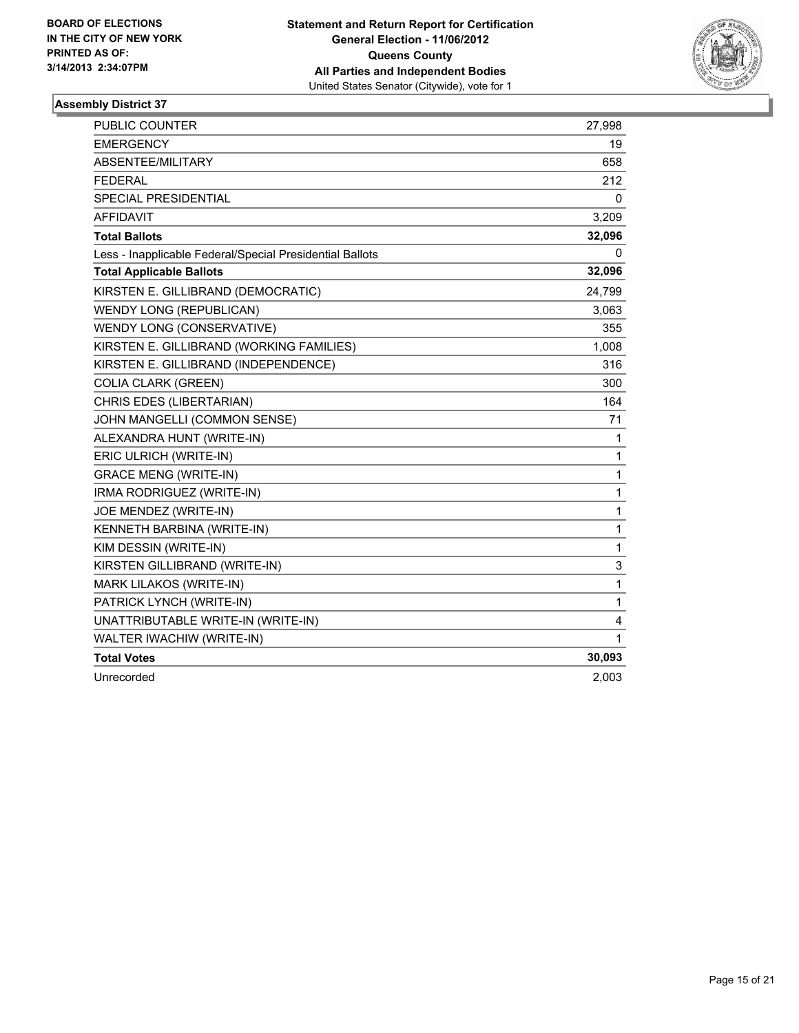BOARD OF ELECTIONS
IN THE CITY OF NEW YORK
PRINTED AS OF:
3/14/2013 2:34:07PM

**Statement and Return Report for Certification**
**General Election - 11/06/2012**
**Queens County**
**All Parties and Independent Bodies**
United States Senator (Citywide), vote for 1

### Assembly District 37

| | |
|---|---|
| PUBLIC COUNTER | 27,998 |
| EMERGENCY | 19 |
| ABSENTEE/MILITARY | 658 |
| FEDERAL | 212 |
| SPECIAL PRESIDENTIAL | 0 |
| AFFIDAVIT | 3,209 |
| **Total Ballots** | **32,096** |
| Less - Inapplicable Federal/Special Presidential Ballots | 0 |
| **Total Applicable Ballots** | **32,096** |
| KIRSTEN E. GILLIBRAND (DEMOCRATIC) | 24,799 |
| WENDY LONG (REPUBLICAN) | 3,063 |
| WENDY LONG (CONSERVATIVE) | 355 |
| KIRSTEN E. GILLIBRAND (WORKING FAMILIES) | 1,008 |
| KIRSTEN E. GILLIBRAND (INDEPENDENCE) | 316 |
| COLIA CLARK (GREEN) | 300 |
| CHRIS EDES (LIBERTARIAN) | 164 |
| JOHN MANGELLI (COMMON SENSE) | 71 |
| ALEXANDRA HUNT (WRITE-IN) | 1 |
| ERIC ULRICH (WRITE-IN) | 1 |
| GRACE MENG (WRITE-IN) | 1 |
| IRMA RODRIGUEZ (WRITE-IN) | 1 |
| JOE MENDEZ (WRITE-IN) | 1 |
| KENNETH BARBINA (WRITE-IN) | 1 |
| KIM DESSIN (WRITE-IN) | 1 |
| KIRSTEN GILLIBRAND (WRITE-IN) | 3 |
| MARK LILAKOS (WRITE-IN) | 1 |
| PATRICK LYNCH (WRITE-IN) | 1 |
| UNATTRIBUTABLE WRITE-IN (WRITE-IN) | 4 |
| WALTER IWACHIW (WRITE-IN) | 1 |
| **Total Votes** | **30,093** |
| Unrecorded | 2,003 |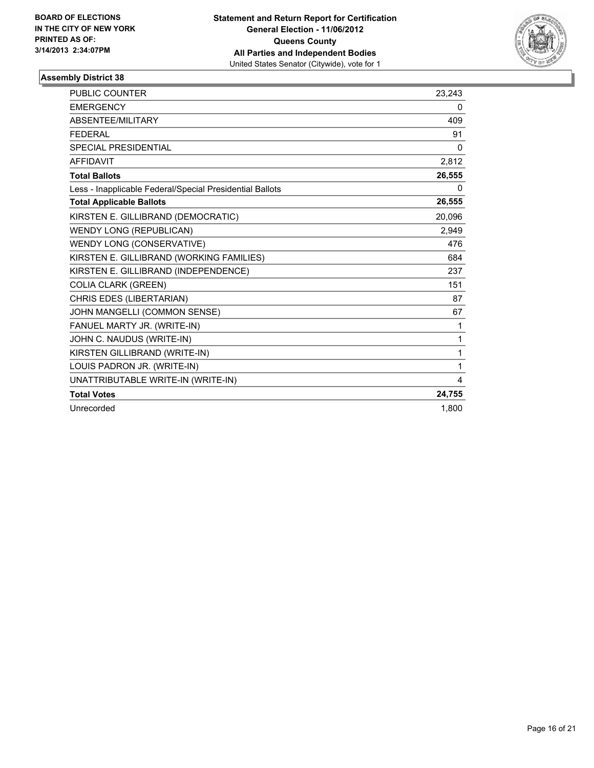**BOARD OF ELECTIONS IN THE CITY OF NEW YORK PRINTED AS OF: 3/14/2013 2:34:07PM**

**Statement and Return Report for Certification General Election - 11/06/2012 Queens County All Parties and Independent Bodies**
United States Senator (Citywide), vote for 1

**Assembly District 38**

| | |
|---|---|
| PUBLIC COUNTER | 23,243 |
| EMERGENCY | 0 |
| ABSENTEE/MILITARY | 409 |
| FEDERAL | 91 |
| SPECIAL PRESIDENTIAL | 0 |
| AFFIDAVIT | 2,812 |
| **Total Ballots** | **26,555** |
| Less - Inapplicable Federal/Special Presidential Ballots | 0 |
| **Total Applicable Ballots** | **26,555** |
| KIRSTEN E. GILLIBRAND (DEMOCRATIC) | 20,096 |
| WENDY LONG (REPUBLICAN) | 2,949 |
| WENDY LONG (CONSERVATIVE) | 476 |
| KIRSTEN E. GILLIBRAND (WORKING FAMILIES) | 684 |
| KIRSTEN E. GILLIBRAND (INDEPENDENCE) | 237 |
| COLIA CLARK (GREEN) | 151 |
| CHRIS EDES (LIBERTARIAN) | 87 |
| JOHN MANGELLI (COMMON SENSE) | 67 |
| FANUEL MARTY JR. (WRITE-IN) | 1 |
| JOHN C. NAUDUS (WRITE-IN) | 1 |
| KIRSTEN GILLIBRAND (WRITE-IN) | 1 |
| LOUIS PADRON JR. (WRITE-IN) | 1 |
| UNATTRIBUTABLE WRITE-IN (WRITE-IN) | 4 |
| **Total Votes** | **24,755** |
| Unrecorded | 1,800 |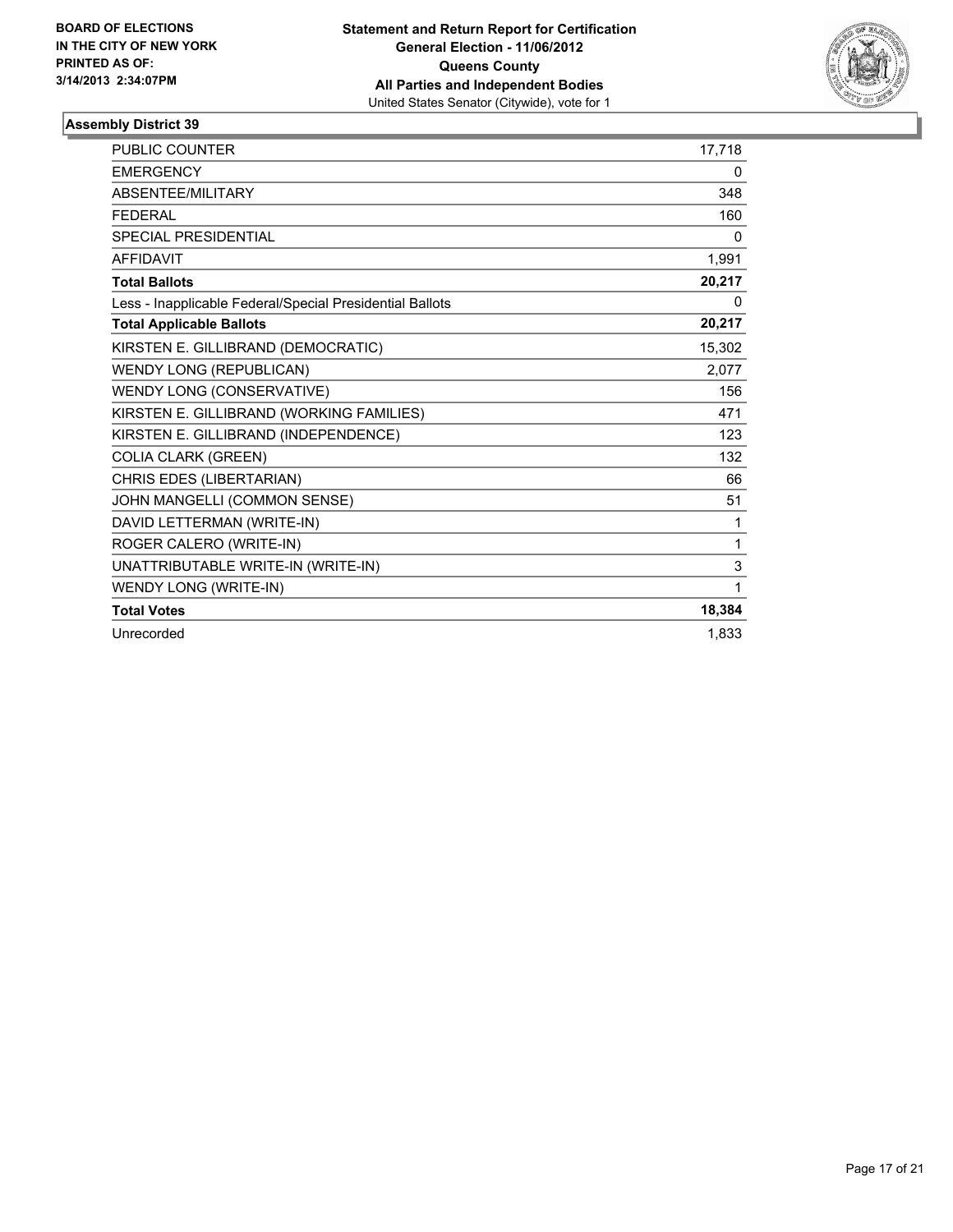BOARD OF ELECTIONS
IN THE CITY OF NEW YORK
PRINTED AS OF:
3/14/2013 2:34:07PM

**Statement and Return Report for Certification**
**General Election - 11/06/2012**
**Queens County**
**All Parties and Independent Bodies**
United States Senator (Citywide), vote for 1

### Assembly District 39

| | |
|---|---|
| PUBLIC COUNTER | 17,718 |
| EMERGENCY | 0 |
| ABSENTEE/MILITARY | 348 |
| FEDERAL | 160 |
| SPECIAL PRESIDENTIAL | 0 |
| AFFIDAVIT | 1,991 |
| **Total Ballots** | **20,217** |
| Less - Inapplicable Federal/Special Presidential Ballots | 0 |
| **Total Applicable Ballots** | **20,217** |
| KIRSTEN E. GILLIBRAND (DEMOCRATIC) | 15,302 |
| WENDY LONG (REPUBLICAN) | 2,077 |
| WENDY LONG (CONSERVATIVE) | 156 |
| KIRSTEN E. GILLIBRAND (WORKING FAMILIES) | 471 |
| KIRSTEN E. GILLIBRAND (INDEPENDENCE) | 123 |
| COLIA CLARK (GREEN) | 132 |
| CHRIS EDES (LIBERTARIAN) | 66 |
| JOHN MANGELLI (COMMON SENSE) | 51 |
| DAVID LETTERMAN (WRITE-IN) | 1 |
| ROGER CALERO (WRITE-IN) | 1 |
| UNATTRIBUTABLE WRITE-IN (WRITE-IN) | 3 |
| WENDY LONG (WRITE-IN) | 1 |
| **Total Votes** | **18,384** |
| Unrecorded | 1,833 |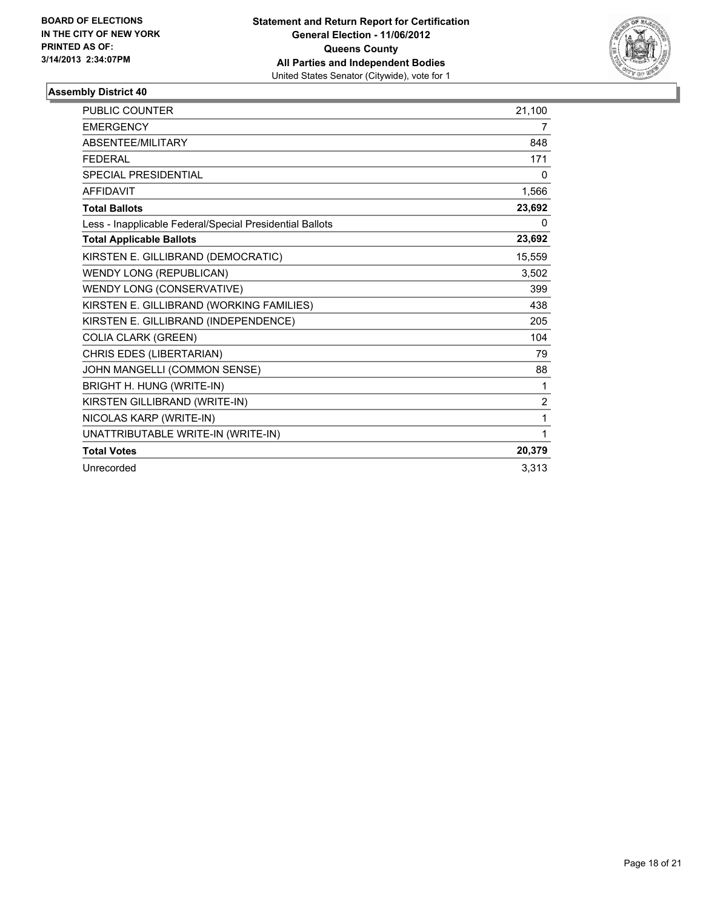**BOARD OF ELECTIONS IN THE CITY OF NEW YORK PRINTED AS OF: 3/14/2013 2:34:07PM**

**Statement and Return Report for Certification**
**General Election - 11/06/2012**
**Queens County**
**All Parties and Independent Bodies**
United States Senator (Citywide), vote for 1

### Assembly District 40

| | |
|---|---|
| PUBLIC COUNTER | 21,100 |
| EMERGENCY | 7 |
| ABSENTEE/MILITARY | 848 |
| FEDERAL | 171 |
| SPECIAL PRESIDENTIAL | 0 |
| AFFIDAVIT | 1,566 |
| **Total Ballots** | **23,692** |
| Less - Inapplicable Federal/Special Presidential Ballots | 0 |
| **Total Applicable Ballots** | **23,692** |
| KIRSTEN E. GILLIBRAND (DEMOCRATIC) | 15,559 |
| WENDY LONG (REPUBLICAN) | 3,502 |
| WENDY LONG (CONSERVATIVE) | 399 |
| KIRSTEN E. GILLIBRAND (WORKING FAMILIES) | 438 |
| KIRSTEN E. GILLIBRAND (INDEPENDENCE) | 205 |
| COLIA CLARK (GREEN) | 104 |
| CHRIS EDES (LIBERTARIAN) | 79 |
| JOHN MANGELLI (COMMON SENSE) | 88 |
| BRIGHT H. HUNG (WRITE-IN) | 1 |
| KIRSTEN GILLIBRAND (WRITE-IN) | 2 |
| NICOLAS KARP (WRITE-IN) | 1 |
| UNATTRIBUTABLE WRITE-IN (WRITE-IN) | 1 |
| **Total Votes** | **20,379** |
| Unrecorded | 3,313 |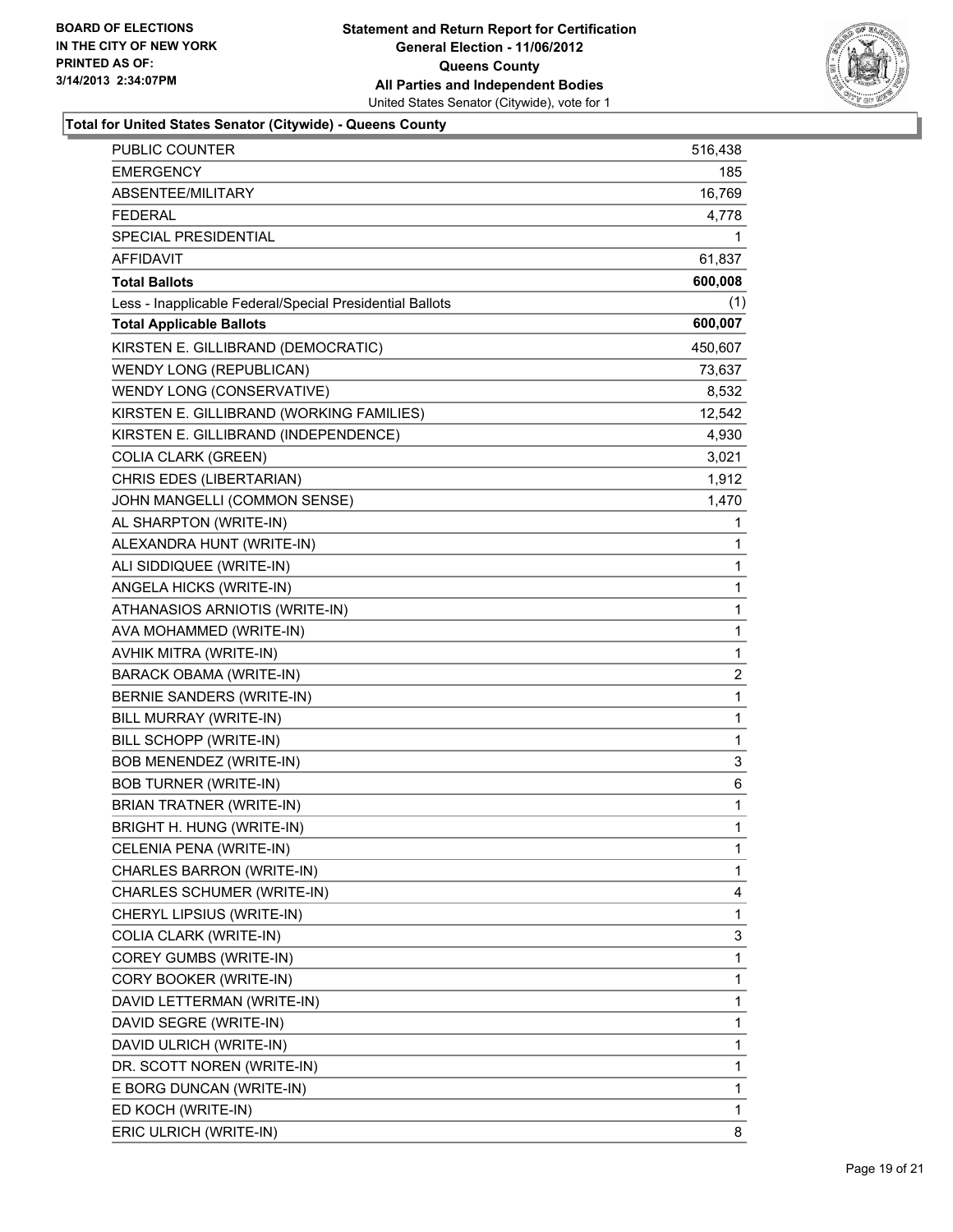**BOARD OF ELECTIONS IN THE CITY OF NEW YORK PRINTED AS OF: 3/14/2013 2:34:07PM**

**Statement and Return Report for Certification**
**General Election - 11/06/2012**
**Queens County**
**All Parties and Independent Bodies**
United States Senator (Citywide), vote for 1

### Total for United States Senator (Citywide) - Queens County

| | |
|---|---|
| PUBLIC COUNTER | 516,438 |
| EMERGENCY | 185 |
| ABSENTEE/MILITARY | 16,769 |
| FEDERAL | 4,778 |
| SPECIAL PRESIDENTIAL | 1 |
| AFFIDAVIT | 61,837 |
| **Total Ballots** | **600,008** |
| Less - Inapplicable Federal/Special Presidential Ballots | (1) |
| **Total Applicable Ballots** | **600,007** |
| KIRSTEN E. GILLIBRAND (DEMOCRATIC) | 450,607 |
| WENDY LONG (REPUBLICAN) | 73,637 |
| WENDY LONG (CONSERVATIVE) | 8,532 |
| KIRSTEN E. GILLIBRAND (WORKING FAMILIES) | 12,542 |
| KIRSTEN E. GILLIBRAND (INDEPENDENCE) | 4,930 |
| COLIA CLARK (GREEN) | 3,021 |
| CHRIS EDES (LIBERTARIAN) | 1,912 |
| JOHN MANGELLI (COMMON SENSE) | 1,470 |
| AL SHARPTON (WRITE-IN) | 1 |
| ALEXANDRA HUNT (WRITE-IN) | 1 |
| ALI SIDDIQUEE (WRITE-IN) | 1 |
| ANGELA HICKS (WRITE-IN) | 1 |
| ATHANASIOS ARNIOTIS (WRITE-IN) | 1 |
| AVA MOHAMMED (WRITE-IN) | 1 |
| AVHIK MITRA (WRITE-IN) | 1 |
| BARACK OBAMA (WRITE-IN) | 2 |
| BERNIE SANDERS (WRITE-IN) | 1 |
| BILL MURRAY (WRITE-IN) | 1 |
| BILL SCHOPP (WRITE-IN) | 1 |
| BOB MENENDEZ (WRITE-IN) | 3 |
| BOB TURNER (WRITE-IN) | 6 |
| BRIAN TRATNER (WRITE-IN) | 1 |
| BRIGHT H. HUNG (WRITE-IN) | 1 |
| CELENIA PENA (WRITE-IN) | 1 |
| CHARLES BARRON (WRITE-IN) | 1 |
| CHARLES SCHUMER (WRITE-IN) | 4 |
| CHERYL LIPSIUS (WRITE-IN) | 1 |
| COLIA CLARK (WRITE-IN) | 3 |
| COREY GUMBS (WRITE-IN) | 1 |
| CORY BOOKER (WRITE-IN) | 1 |
| DAVID LETTERMAN (WRITE-IN) | 1 |
| DAVID SEGRE (WRITE-IN) | 1 |
| DAVID ULRICH (WRITE-IN) | 1 |
| DR. SCOTT NOREN (WRITE-IN) | 1 |
| E BORG DUNCAN (WRITE-IN) | 1 |
| ED KOCH (WRITE-IN) | 1 |
| ERIC ULRICH (WRITE-IN) | 8 |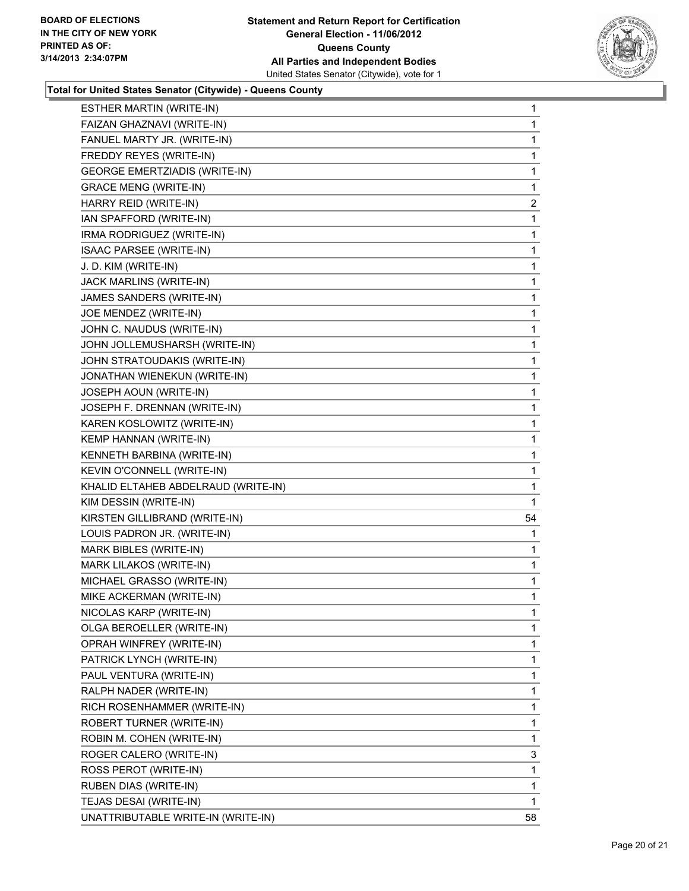**BOARD OF ELECTIONS IN THE CITY OF NEW YORK PRINTED AS OF: 3/14/2013 2:34:07PM**

**Statement and Return Report for Certification**
**General Election - 11/06/2012**
**Queens County**
**All Parties and Independent Bodies**
United States Senator (Citywide), vote for 1

### Total for United States Senator (Citywide) - Queens County

| | |
|---|---|
| ESTHER MARTIN (WRITE-IN) | 1 |
| FAIZAN GHAZNAVI (WRITE-IN) | 1 |
| FANUEL MARTY JR. (WRITE-IN) | 1 |
| FREDDY REYES (WRITE-IN) | 1 |
| GEORGE EMERTZIADIS (WRITE-IN) | 1 |
| GRACE MENG (WRITE-IN) | 1 |
| HARRY REID (WRITE-IN) | 2 |
| IAN SPAFFORD (WRITE-IN) | 1 |
| IRMA RODRIGUEZ (WRITE-IN) | 1 |
| ISAAC PARSEE (WRITE-IN) | 1 |
| J. D. KIM (WRITE-IN) | 1 |
| JACK MARLINS (WRITE-IN) | 1 |
| JAMES SANDERS (WRITE-IN) | 1 |
| JOE MENDEZ (WRITE-IN) | 1 |
| JOHN C. NAUDUS (WRITE-IN) | 1 |
| JOHN JOLLEMUSHARSH (WRITE-IN) | 1 |
| JOHN STRATOUDAKIS (WRITE-IN) | 1 |
| JONATHAN WIENEKUN (WRITE-IN) | 1 |
| JOSEPH AOUN (WRITE-IN) | 1 |
| JOSEPH F. DRENNAN (WRITE-IN) | 1 |
| KAREN KOSLOWITZ (WRITE-IN) | 1 |
| KEMP HANNAN (WRITE-IN) | 1 |
| KENNETH BARBINA (WRITE-IN) | 1 |
| KEVIN O'CONNELL (WRITE-IN) | 1 |
| KHALID ELTAHEB ABDELRAUD (WRITE-IN) | 1 |
| KIM DESSIN (WRITE-IN) | 1 |
| KIRSTEN GILLIBRAND (WRITE-IN) | 54 |
| LOUIS PADRON JR. (WRITE-IN) | 1 |
| MARK BIBLES (WRITE-IN) | 1 |
| MARK LILAKOS (WRITE-IN) | 1 |
| MICHAEL GRASSO (WRITE-IN) | 1 |
| MIKE ACKERMAN (WRITE-IN) | 1 |
| NICOLAS KARP (WRITE-IN) | 1 |
| OLGA BEROELLER (WRITE-IN) | 1 |
| OPRAH WINFREY (WRITE-IN) | 1 |
| PATRICK LYNCH (WRITE-IN) | 1 |
| PAUL VENTURA (WRITE-IN) | 1 |
| RALPH NADER (WRITE-IN) | 1 |
| RICH ROSENHAMMER (WRITE-IN) | 1 |
| ROBERT TURNER (WRITE-IN) | 1 |
| ROBIN M. COHEN (WRITE-IN) | 1 |
| ROGER CALERO (WRITE-IN) | 3 |
| ROSS PEROT (WRITE-IN) | 1 |
| RUBEN DIAS (WRITE-IN) | 1 |
| TEJAS DESAI (WRITE-IN) | 1 |
| UNATTRIBUTABLE WRITE-IN (WRITE-IN) | 58 |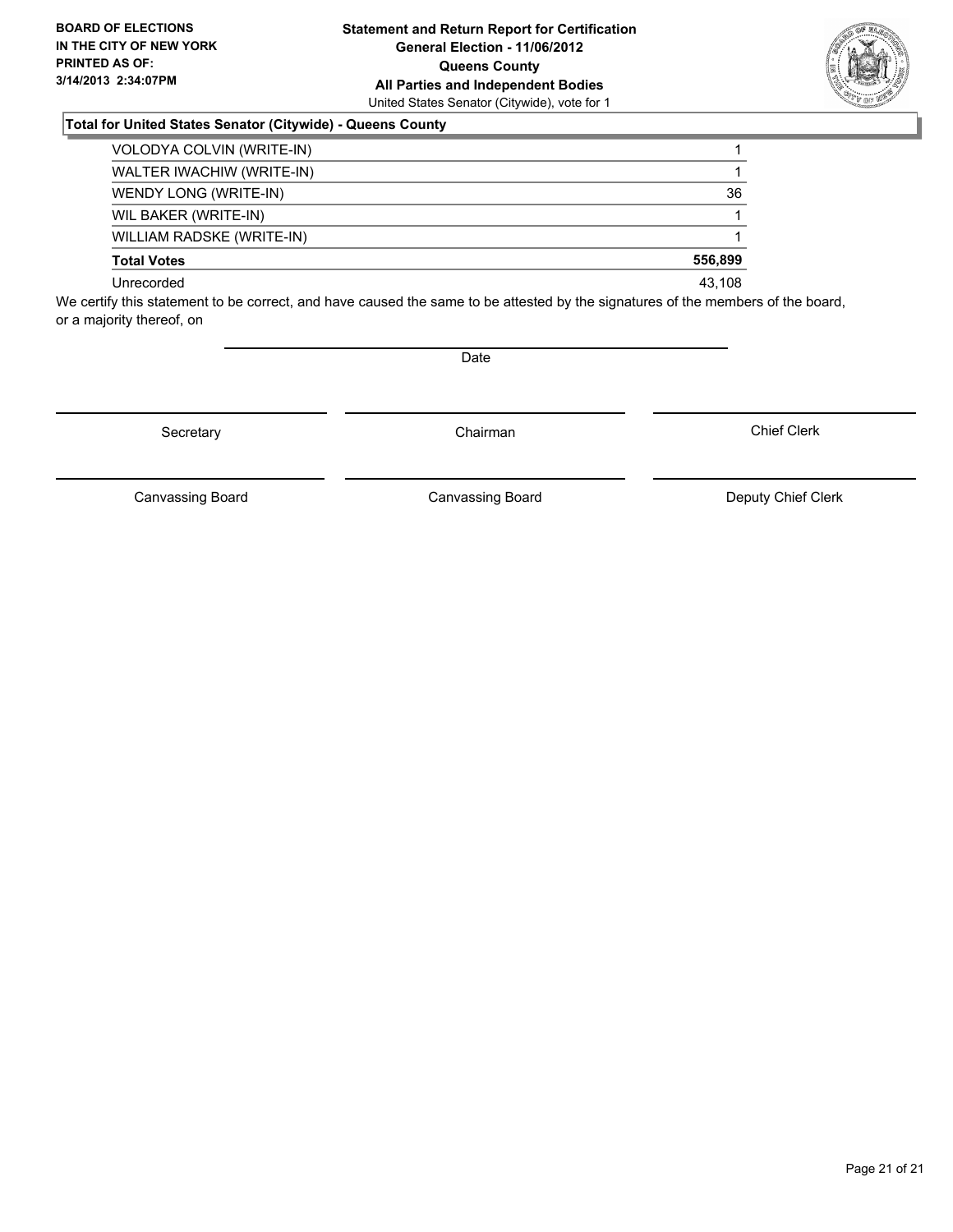**BOARD OF ELECTIONS IN THE CITY OF NEW YORK PRINTED AS OF: 3/14/2013 2:34:07PM**

**Statement and Return Report for Certification**
**General Election - 11/06/2012**
**Queens County**
**All Parties and Independent Bodies**
United States Senator (Citywide), vote for 1

### Total for United States Senator (Citywide) - Queens County

| | |
|---|---|
| VOLODYA COLVIN (WRITE-IN) | 1 |
| WALTER IWACHIW (WRITE-IN) | 1 |
| WENDY LONG (WRITE-IN) | 36 |
| WIL BAKER (WRITE-IN) | 1 |
| WILLIAM RADSKE (WRITE-IN) | 1 |
| **Total Votes** | **556,899** |
| Unrecorded | 43,108 |

We certify this statement to be correct, and have caused the same to be attested by the signatures of the members of the board, or a majority thereof, on

Date

Secretary

Chairman

Chief Clerk

Canvassing Board

Canvassing Board

Deputy Chief Clerk